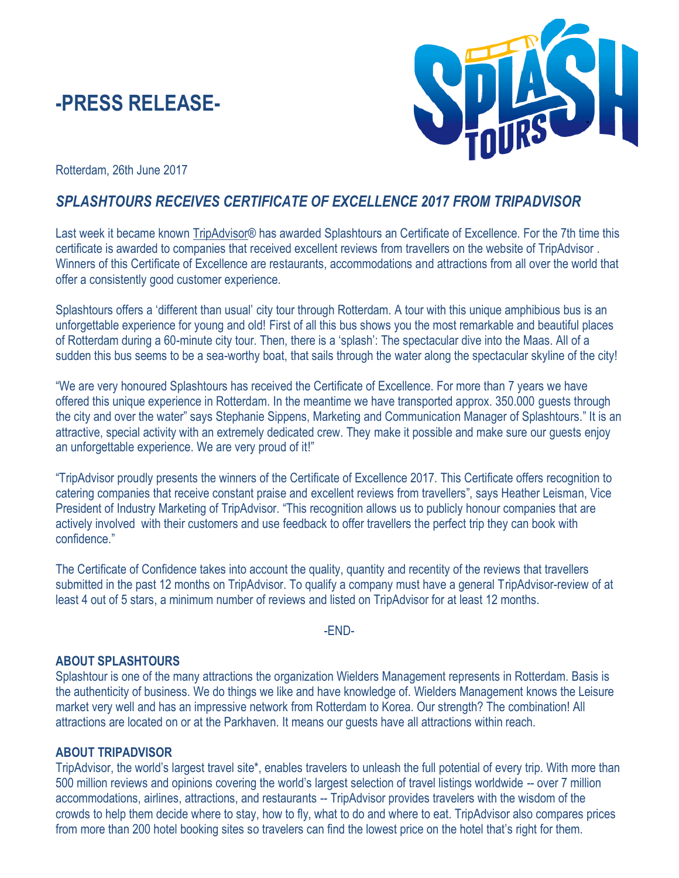# -PRESS RELEASE-

Rotterdam, 26th June 2017

## *SPLASHTOURS RECEIVES CERTIFICATE OF EXCELLENCE 2017 FROM TRIPADVISOR*

Last week it became known TripAdvisor® has awarded Splashtours an Certificate of Excellence. For the 7th time this certificate is awarded to companies that received excellent reviews from travellers on the website of TripAdvisor . Winners of this Certificate of Excellence are restaurants, accommodations and attractions from all over the world that offer a consistently good customer experience.

Splashtours offers a 'different than usual' city tour through Rotterdam. A tour with this unique amphibious bus is an unforgettable experience for young and old! First of all this bus shows you the most remarkable and beautiful places of Rotterdam during a 60-minute city tour. Then, there is a 'splash': The spectacular dive into the Maas. All of a sudden this bus seems to be a sea-worthy boat, that sails through the water along the spectacular skyline of the city!

"We are very honoured Splashtours has received the Certificate of Excellence. For more than 7 years we have offered this unique experience in Rotterdam. In the meantime we have transported approx. 350.000 guests through the city and over the water" says Stephanie Sippens, Marketing and Communication Manager of Splashtours." It is an attractive, special activity with an extremely dedicated crew. They make it possible and make sure our guests enjoy an unforgettable experience. We are very proud of it!"

"TripAdvisor proudly presents the winners of the Certificate of Excellence 2017. This Certificate offers recognition to catering companies that receive constant praise and excellent reviews from travellers", says Heather Leisman, Vice President of Industry Marketing of TripAdvisor. "This recognition allows us to publicly honour companies that are actively involved with their customers and use feedback to offer travellers the perfect trip they can book with confidence."

The Certificate of Confidence takes into account the quality, quantity and recentity of the reviews that travellers submitted in the past 12 months on TripAdvisor. To qualify a company must have a general TripAdvisor-review of at least 4 out of 5 stars, a minimum number of reviews and listed on TripAdvisor for at least 12 months.

-END-

**ABOUT SPLASHTOURS**

Splashtour is one of the many attractions the organization Wielders Management represents in Rotterdam. Basis is the authenticity of business. We do things we like and have knowledge of. Wielders Management knows the Leisure market very well and has an impressive network from Rotterdam to Korea. Our strength? The combination! All attractions are located on or at the Parkhaven. It means our guests have all attractions within reach.

**ABOUT TRIPADVISOR**

TripAdvisor, the world's largest travel site*, enables travelers to unleash the full potential of every trip. With more than 500 million reviews and opinions covering the world's largest selection of travel listings worldwide -- over 7 million accommodations, airlines, attractions, and restaurants -- TripAdvisor provides travelers with the wisdom of the crowds to help them decide where to stay, how to fly, what to do and where to eat. TripAdvisor also compares prices from more than 200 hotel booking sites so travelers can find the lowest price on the hotel that's right for them.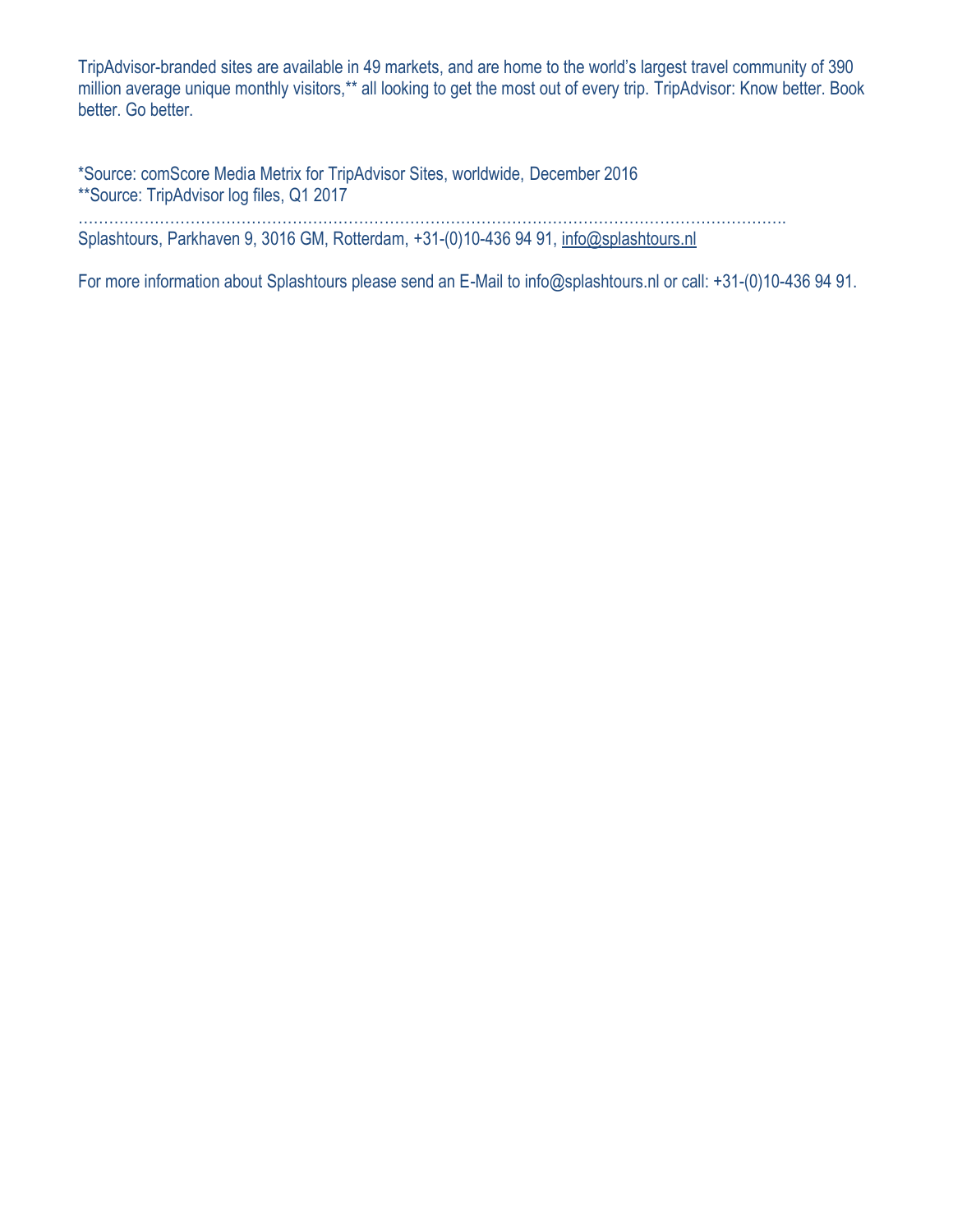TripAdvisor-branded sites are available in 49 markets, and are home to the world's largest travel community of 390 million average unique monthly visitors,** all looking to get the most out of every trip. TripAdvisor: Know better. Book better. Go better.

*Source: comScore Media Metrix for TripAdvisor Sites, worldwide, December 2016
**Source: TripAdvisor log files, Q1 2017

…………………………………………………………………………………………………………………………

Splashtours, Parkhaven 9, 3016 GM, Rotterdam, +31-(0)10-436 94 91, info@splashtours.nl

For more information about Splashtours please send an E-Mail to info@splashtours.nl or call: +31-(0)10-436 94 91.